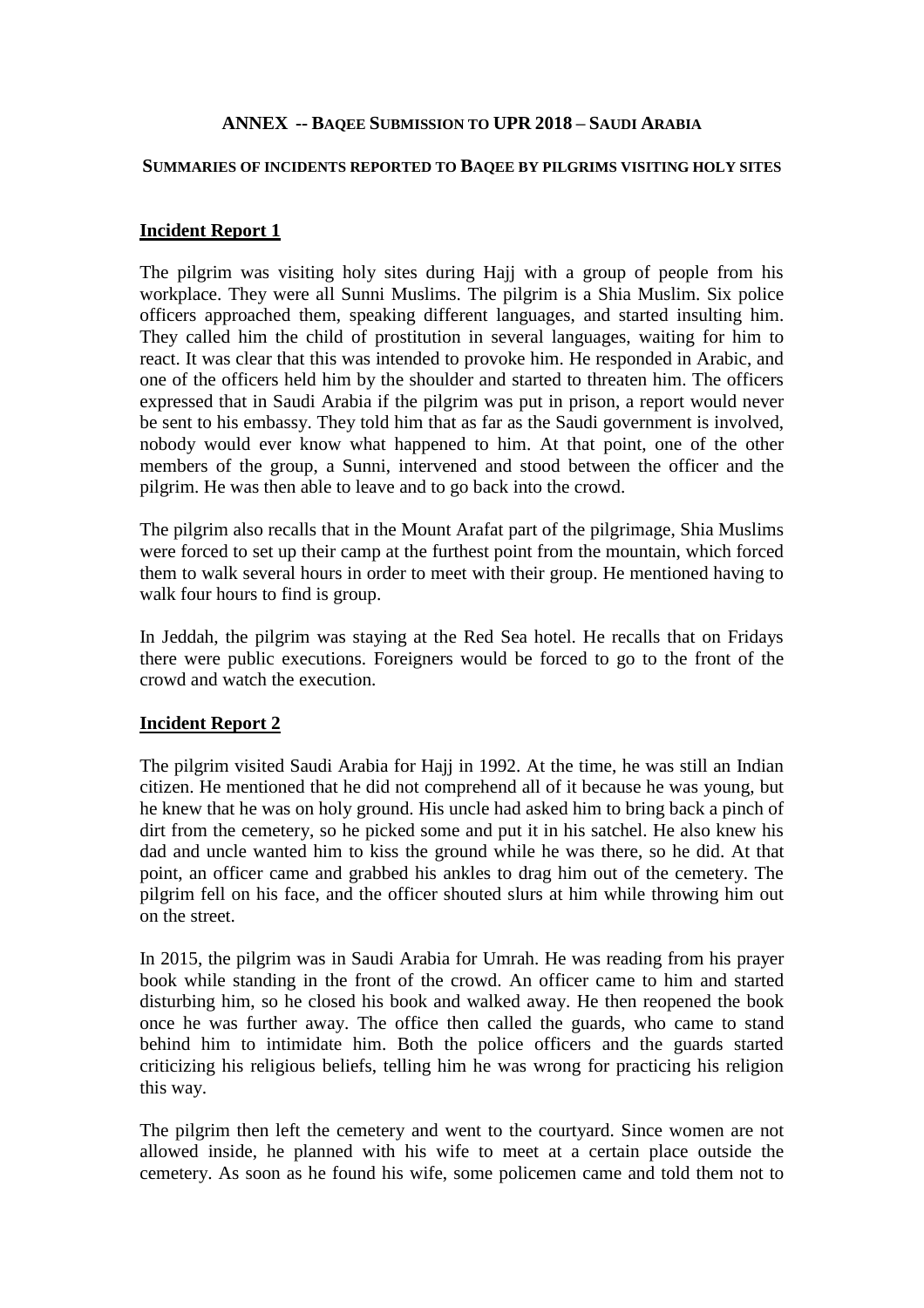## ANNEX -- BAQEE SUBMISSION TO UPR 2018 – SAUDI ARABIA

### SUMMARIES OF INCIDENTS REPORTED TO BAQEE BY PILGRIMS VISITING HOLY SITES

**Incident Report 1**

The pilgrim was visiting holy sites during Hajj with a group of people from his workplace. They were all Sunni Muslims. The pilgrim is a Shia Muslim. Six police officers approached them, speaking different languages, and started insulting him. They called him the child of prostitution in several languages, waiting for him to react. It was clear that this was intended to provoke him. He responded in Arabic, and one of the officers held him by the shoulder and started to threaten him. The officers expressed that in Saudi Arabia if the pilgrim was put in prison, a report would never be sent to his embassy. They told him that as far as the Saudi government is involved, nobody would ever know what happened to him. At that point, one of the other members of the group, a Sunni, intervened and stood between the officer and the pilgrim. He was then able to leave and to go back into the crowd.

The pilgrim also recalls that in the Mount Arafat part of the pilgrimage, Shia Muslims were forced to set up their camp at the furthest point from the mountain, which forced them to walk several hours in order to meet with their group. He mentioned having to walk four hours to find is group.

In Jeddah, the pilgrim was staying at the Red Sea hotel. He recalls that on Fridays there were public executions. Foreigners would be forced to go to the front of the crowd and watch the execution.

**Incident Report 2**

The pilgrim visited Saudi Arabia for Hajj in 1992. At the time, he was still an Indian citizen. He mentioned that he did not comprehend all of it because he was young, but he knew that he was on holy ground. His uncle had asked him to bring back a pinch of dirt from the cemetery, so he picked some and put it in his satchel. He also knew his dad and uncle wanted him to kiss the ground while he was there, so he did. At that point, an officer came and grabbed his ankles to drag him out of the cemetery. The pilgrim fell on his face, and the officer shouted slurs at him while throwing him out on the street.

In 2015, the pilgrim was in Saudi Arabia for Umrah. He was reading from his prayer book while standing in the front of the crowd. An officer came to him and started disturbing him, so he closed his book and walked away. He then reopened the book once he was further away. The office then called the guards, who came to stand behind him to intimidate him. Both the police officers and the guards started criticizing his religious beliefs, telling him he was wrong for practicing his religion this way.

The pilgrim then left the cemetery and went to the courtyard. Since women are not allowed inside, he planned with his wife to meet at a certain place outside the cemetery. As soon as he found his wife, some policemen came and told them not to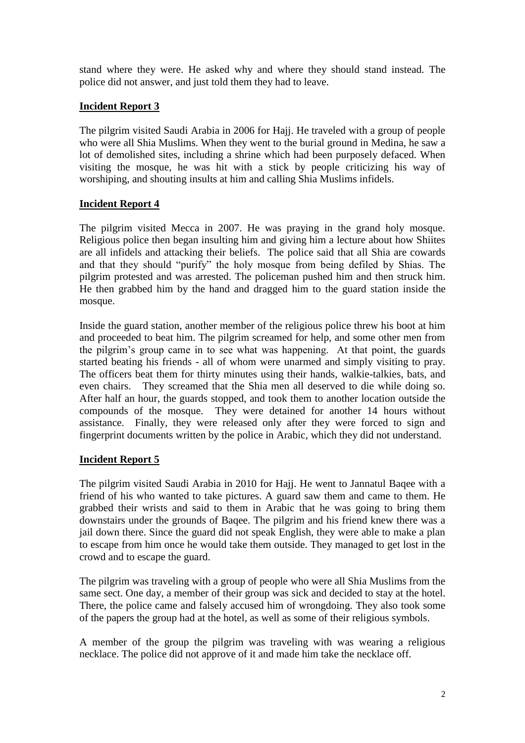stand where they were. He asked why and where they should stand instead. The police did not answer, and just told them they had to leave.

## **Incident Report 3**

The pilgrim visited Saudi Arabia in 2006 for Hajj. He traveled with a group of people who were all Shia Muslims. When they went to the burial ground in Medina, he saw a lot of demolished sites, including a shrine which had been purposely defaced. When visiting the mosque, he was hit with a stick by people criticizing his way of worshiping, and shouting insults at him and calling Shia Muslims infidels.

## **Incident Report 4**

The pilgrim visited Mecca in 2007. He was praying in the grand holy mosque. Religious police then began insulting him and giving him a lecture about how Shiites are all infidels and attacking their beliefs. The police said that all Shia are cowards and that they should "purify" the holy mosque from being defiled by Shias. The pilgrim protested and was arrested. The policeman pushed him and then struck him. He then grabbed him by the hand and dragged him to the guard station inside the mosque.

Inside the guard station, another member of the religious police threw his boot at him and proceeded to beat him. The pilgrim screamed for help, and some other men from the pilgrim's group came in to see what was happening. At that point, the guards started beating his friends - all of whom were unarmed and simply visiting to pray. The officers beat them for thirty minutes using their hands, walkie-talkies, bats, and even chairs. They screamed that the Shia men all deserved to die while doing so. After half an hour, the guards stopped, and took them to another location outside the compounds of the mosque. They were detained for another 14 hours without assistance. Finally, they were released only after they were forced to sign and fingerprint documents written by the police in Arabic, which they did not understand.

## **Incident Report 5**

The pilgrim visited Saudi Arabia in 2010 for Hajj. He went to Jannatul Baqee with a friend of his who wanted to take pictures. A guard saw them and came to them. He grabbed their wrists and said to them in Arabic that he was going to bring them downstairs under the grounds of Baqee. The pilgrim and his friend knew there was a jail down there. Since the guard did not speak English, they were able to make a plan to escape from him once he would take them outside. They managed to get lost in the crowd and to escape the guard.

The pilgrim was traveling with a group of people who were all Shia Muslims from the same sect. One day, a member of their group was sick and decided to stay at the hotel. There, the police came and falsely accused him of wrongdoing. They also took some of the papers the group had at the hotel, as well as some of their religious symbols.

A member of the group the pilgrim was traveling with was wearing a religious necklace. The police did not approve of it and made him take the necklace off.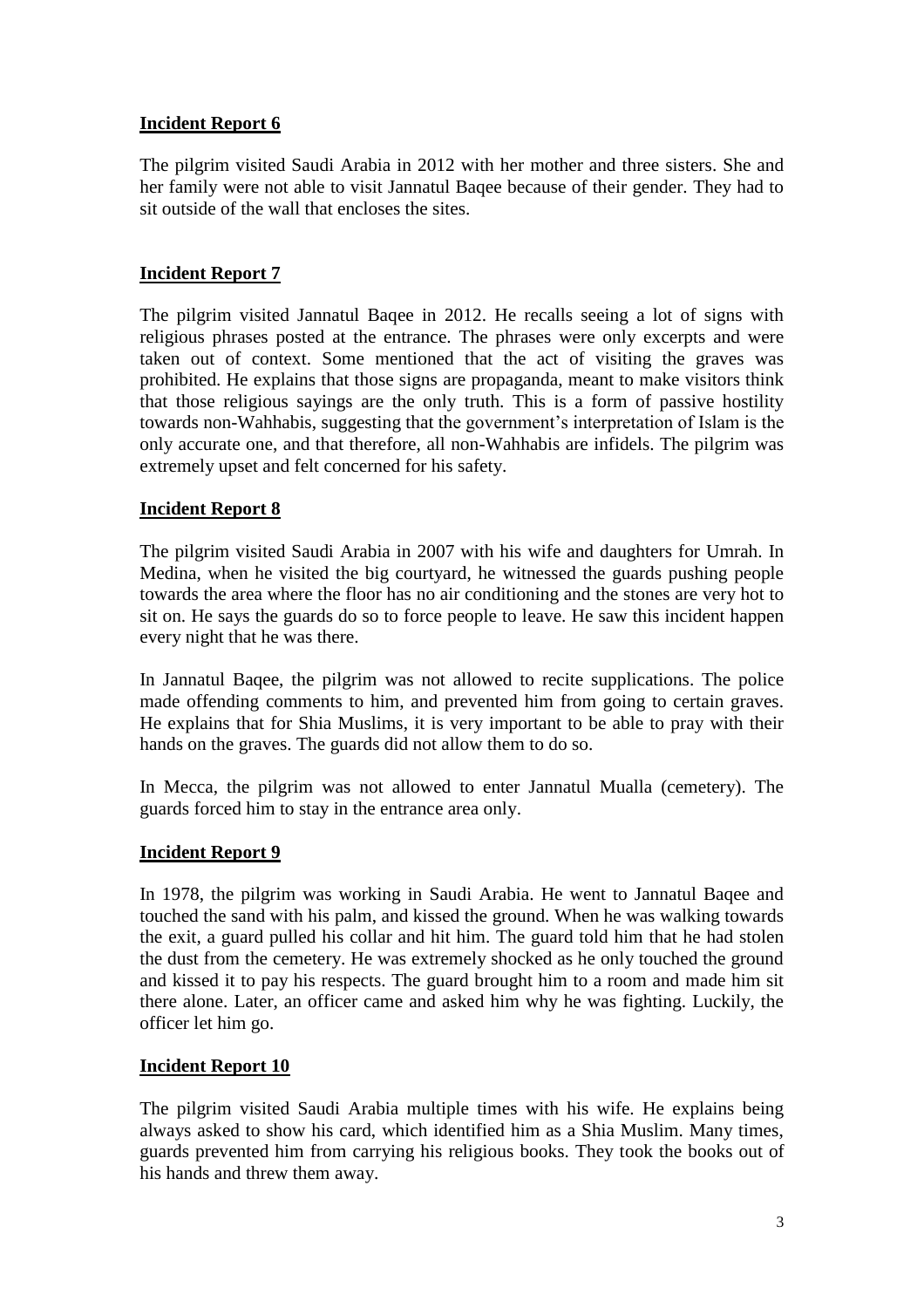**Incident Report 6**

The pilgrim visited Saudi Arabia in 2012 with her mother and three sisters. She and her family were not able to visit Jannatul Baqee because of their gender. They had to sit outside of the wall that encloses the sites.

**Incident Report 7**

The pilgrim visited Jannatul Baqee in 2012. He recalls seeing a lot of signs with religious phrases posted at the entrance. The phrases were only excerpts and were taken out of context. Some mentioned that the act of visiting the graves was prohibited. He explains that those signs are propaganda, meant to make visitors think that those religious sayings are the only truth. This is a form of passive hostility towards non-Wahhabis, suggesting that the government's interpretation of Islam is the only accurate one, and that therefore, all non-Wahhabis are infidels. The pilgrim was extremely upset and felt concerned for his safety.

**Incident Report 8**

The pilgrim visited Saudi Arabia in 2007 with his wife and daughters for Umrah. In Medina, when he visited the big courtyard, he witnessed the guards pushing people towards the area where the floor has no air conditioning and the stones are very hot to sit on. He says the guards do so to force people to leave. He saw this incident happen every night that he was there.

In Jannatul Baqee, the pilgrim was not allowed to recite supplications. The police made offending comments to him, and prevented him from going to certain graves. He explains that for Shia Muslims, it is very important to be able to pray with their hands on the graves. The guards did not allow them to do so.

In Mecca, the pilgrim was not allowed to enter Jannatul Mualla (cemetery). The guards forced him to stay in the entrance area only.

**Incident Report 9**

In 1978, the pilgrim was working in Saudi Arabia. He went to Jannatul Baqee and touched the sand with his palm, and kissed the ground. When he was walking towards the exit, a guard pulled his collar and hit him. The guard told him that he had stolen the dust from the cemetery. He was extremely shocked as he only touched the ground and kissed it to pay his respects. The guard brought him to a room and made him sit there alone. Later, an officer came and asked him why he was fighting. Luckily, the officer let him go.

**Incident Report 10**

The pilgrim visited Saudi Arabia multiple times with his wife. He explains being always asked to show his card, which identified him as a Shia Muslim. Many times, guards prevented him from carrying his religious books. They took the books out of his hands and threw them away.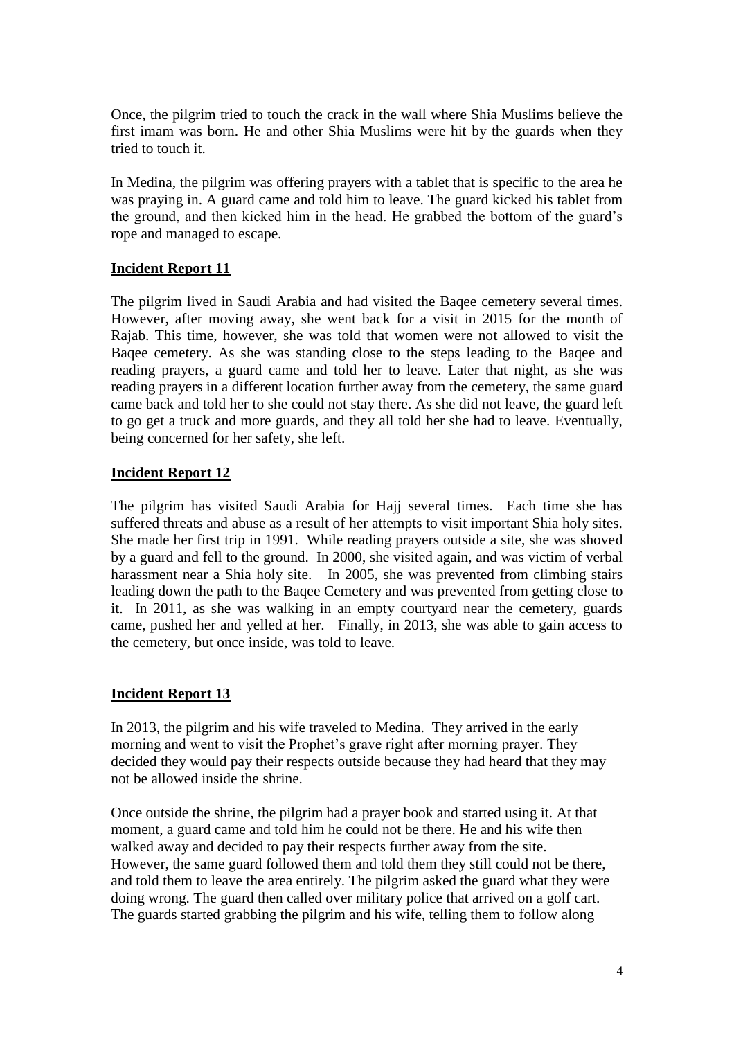Once, the pilgrim tried to touch the crack in the wall where Shia Muslims believe the first imam was born. He and other Shia Muslims were hit by the guards when they tried to touch it.

In Medina, the pilgrim was offering prayers with a tablet that is specific to the area he was praying in. A guard came and told him to leave. The guard kicked his tablet from the ground, and then kicked him in the head. He grabbed the bottom of the guard's rope and managed to escape.

## **Incident Report 11**

The pilgrim lived in Saudi Arabia and had visited the Baqee cemetery several times. However, after moving away, she went back for a visit in 2015 for the month of Rajab. This time, however, she was told that women were not allowed to visit the Baqee cemetery. As she was standing close to the steps leading to the Baqee and reading prayers, a guard came and told her to leave. Later that night, as she was reading prayers in a different location further away from the cemetery, the same guard came back and told her to she could not stay there. As she did not leave, the guard left to go get a truck and more guards, and they all told her she had to leave. Eventually, being concerned for her safety, she left.

## **Incident Report 12**

The pilgrim has visited Saudi Arabia for Hajj several times. Each time she has suffered threats and abuse as a result of her attempts to visit important Shia holy sites. She made her first trip in 1991. While reading prayers outside a site, she was shoved by a guard and fell to the ground. In 2000, she visited again, and was victim of verbal harassment near a Shia holy site. In 2005, she was prevented from climbing stairs leading down the path to the Baqee Cemetery and was prevented from getting close to it. In 2011, as she was walking in an empty courtyard near the cemetery, guards came, pushed her and yelled at her. Finally, in 2013, she was able to gain access to the cemetery, but once inside, was told to leave.

## **Incident Report 13**

In 2013, the pilgrim and his wife traveled to Medina. They arrived in the early morning and went to visit the Prophet's grave right after morning prayer. They decided they would pay their respects outside because they had heard that they may not be allowed inside the shrine.

Once outside the shrine, the pilgrim had a prayer book and started using it. At that moment, a guard came and told him he could not be there. He and his wife then walked away and decided to pay their respects further away from the site. However, the same guard followed them and told them they still could not be there, and told them to leave the area entirely. The pilgrim asked the guard what they were doing wrong. The guard then called over military police that arrived on a golf cart. The guards started grabbing the pilgrim and his wife, telling them to follow along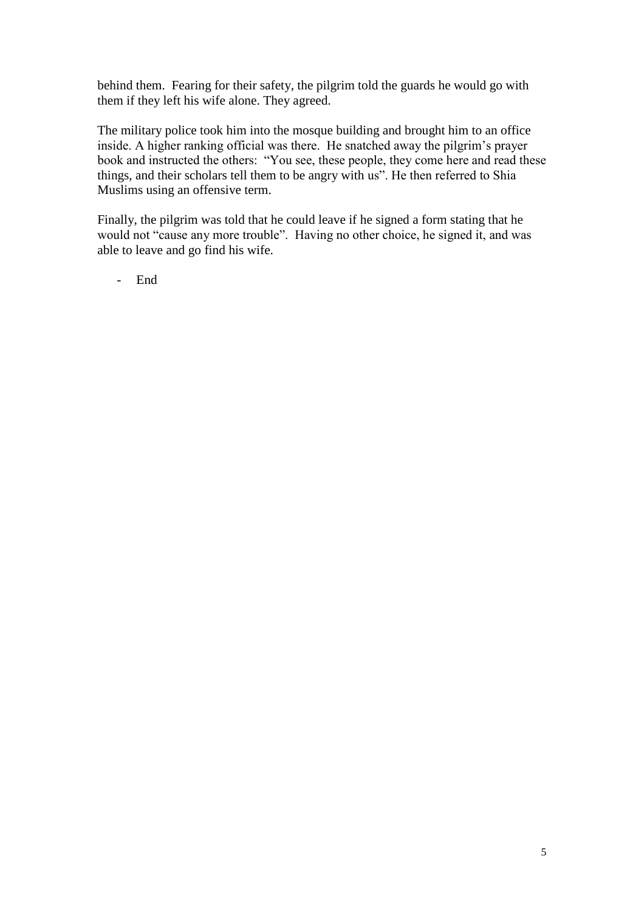behind them. Fearing for their safety, the pilgrim told the guards he would go with them if they left his wife alone. They agreed.

The military police took him into the mosque building and brought him to an office inside. A higher ranking official was there. He snatched away the pilgrim's prayer book and instructed the others: "You see, these people, they come here and read these things, and their scholars tell them to be angry with us". He then referred to Shia Muslims using an offensive term.

Finally, the pilgrim was told that he could leave if he signed a form stating that he would not "cause any more trouble". Having no other choice, he signed it, and was able to leave and go find his wife.

- End